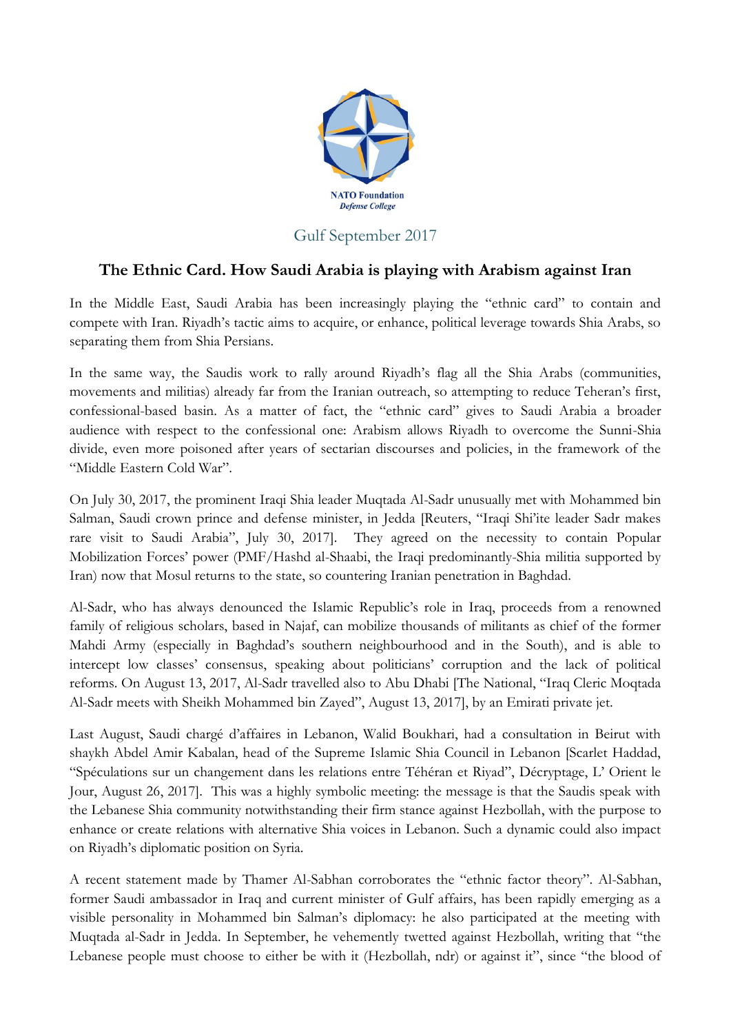NATO Foundation
*Defense College*

Gulf September 2017

## The Ethnic Card. How Saudi Arabia is playing with Arabism against Iran

In the Middle East, Saudi Arabia has been increasingly playing the "ethnic card" to contain and compete with Iran. Riyadh's tactic aims to acquire, or enhance, political leverage towards Shia Arabs, so separating them from Shia Persians.

In the same way, the Saudis work to rally around Riyadh's flag all the Shia Arabs (communities, movements and militias) already far from the Iranian outreach, so attempting to reduce Teheran's first, confessional-based basin. As a matter of fact, the "ethnic card" gives to Saudi Arabia a broader audience with respect to the confessional one: Arabism allows Riyadh to overcome the Sunni-Shia divide, even more poisoned after years of sectarian discourses and policies, in the framework of the "Middle Eastern Cold War".

On July 30, 2017, the prominent Iraqi Shia leader Muqtada Al-Sadr unusually met with Mohammed bin Salman, Saudi crown prince and defense minister, in Jedda [Reuters, "Iraqi Shi'ite leader Sadr makes rare visit to Saudi Arabia", July 30, 2017]. They agreed on the necessity to contain Popular Mobilization Forces' power (PMF/Hashd al-Shaabi, the Iraqi predominantly-Shia militia supported by Iran) now that Mosul returns to the state, so countering Iranian penetration in Baghdad.

Al-Sadr, who has always denounced the Islamic Republic's role in Iraq, proceeds from a renowned family of religious scholars, based in Najaf, can mobilize thousands of militants as chief of the former Mahdi Army (especially in Baghdad's southern neighbourhood and in the South), and is able to intercept low classes' consensus, speaking about politicians' corruption and the lack of political reforms. On August 13, 2017, Al-Sadr travelled also to Abu Dhabi [The National, "Iraq Cleric Moqtada Al-Sadr meets with Sheikh Mohammed bin Zayed", August 13, 2017], by an Emirati private jet.

Last August, Saudi chargé d'affaires in Lebanon, Walid Boukhari, had a consultation in Beirut with shaykh Abdel Amir Kabalan, head of the Supreme Islamic Shia Council in Lebanon [Scarlet Haddad, "Spéculations sur un changement dans les relations entre Téhéran et Riyad", Décryptage, L' Orient le Jour, August 26, 2017]. This was a highly symbolic meeting: the message is that the Saudis speak with the Lebanese Shia community notwithstanding their firm stance against Hezbollah, with the purpose to enhance or create relations with alternative Shia voices in Lebanon. Such a dynamic could also impact on Riyadh's diplomatic position on Syria.

A recent statement made by Thamer Al-Sabhan corroborates the "ethnic factor theory". Al-Sabhan, former Saudi ambassador in Iraq and current minister of Gulf affairs, has been rapidly emerging as a visible personality in Mohammed bin Salman's diplomacy: he also participated at the meeting with Muqtada al-Sadr in Jedda. In September, he vehemently twetted against Hezbollah, writing that "the Lebanese people must choose to either be with it (Hezbollah, ndr) or against it", since "the blood of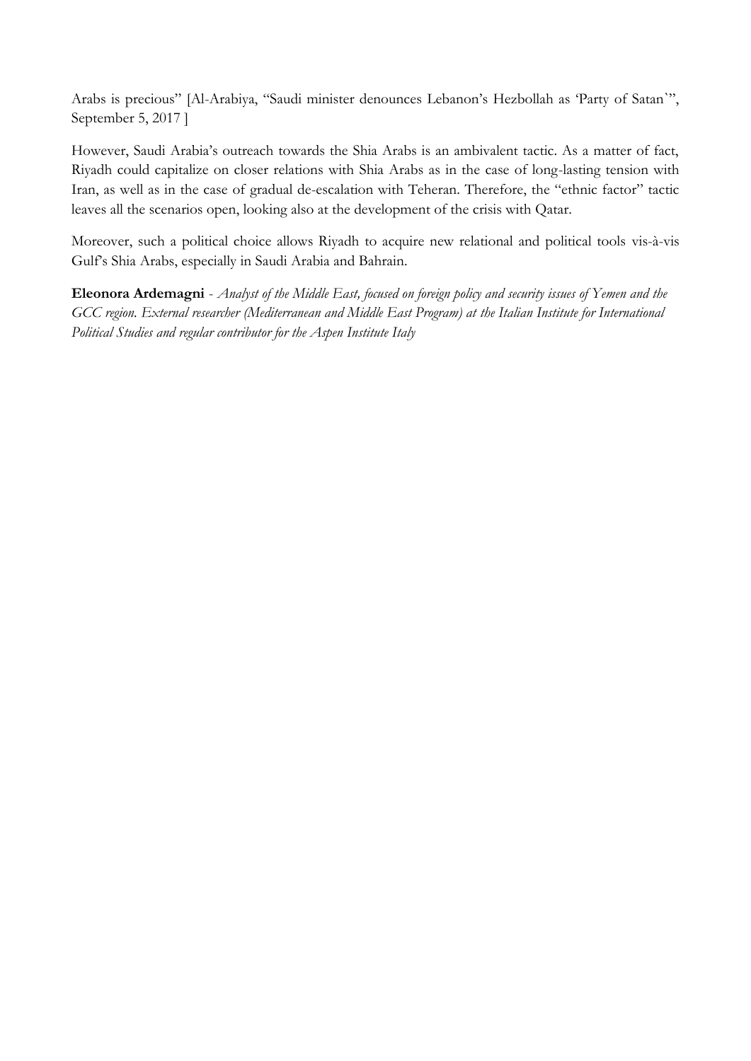Arabs is precious" [Al-Arabiya, "Saudi minister denounces Lebanon's Hezbollah as 'Party of Satan`", September 5, 2017 ]

However, Saudi Arabia's outreach towards the Shia Arabs is an ambivalent tactic. As a matter of fact, Riyadh could capitalize on closer relations with Shia Arabs as in the case of long-lasting tension with Iran, as well as in the case of gradual de-escalation with Teheran. Therefore, the "ethnic factor" tactic leaves all the scenarios open, looking also at the development of the crisis with Qatar.

Moreover, such a political choice allows Riyadh to acquire new relational and political tools vis-à-vis Gulf's Shia Arabs, especially in Saudi Arabia and Bahrain.

**Eleonora Ardemagni** - *Analyst of the Middle East, focused on foreign policy and security issues of Yemen and the GCC region. External researcher (Mediterranean and Middle East Program) at the Italian Institute for International Political Studies and regular contributor for the Aspen Institute Italy*